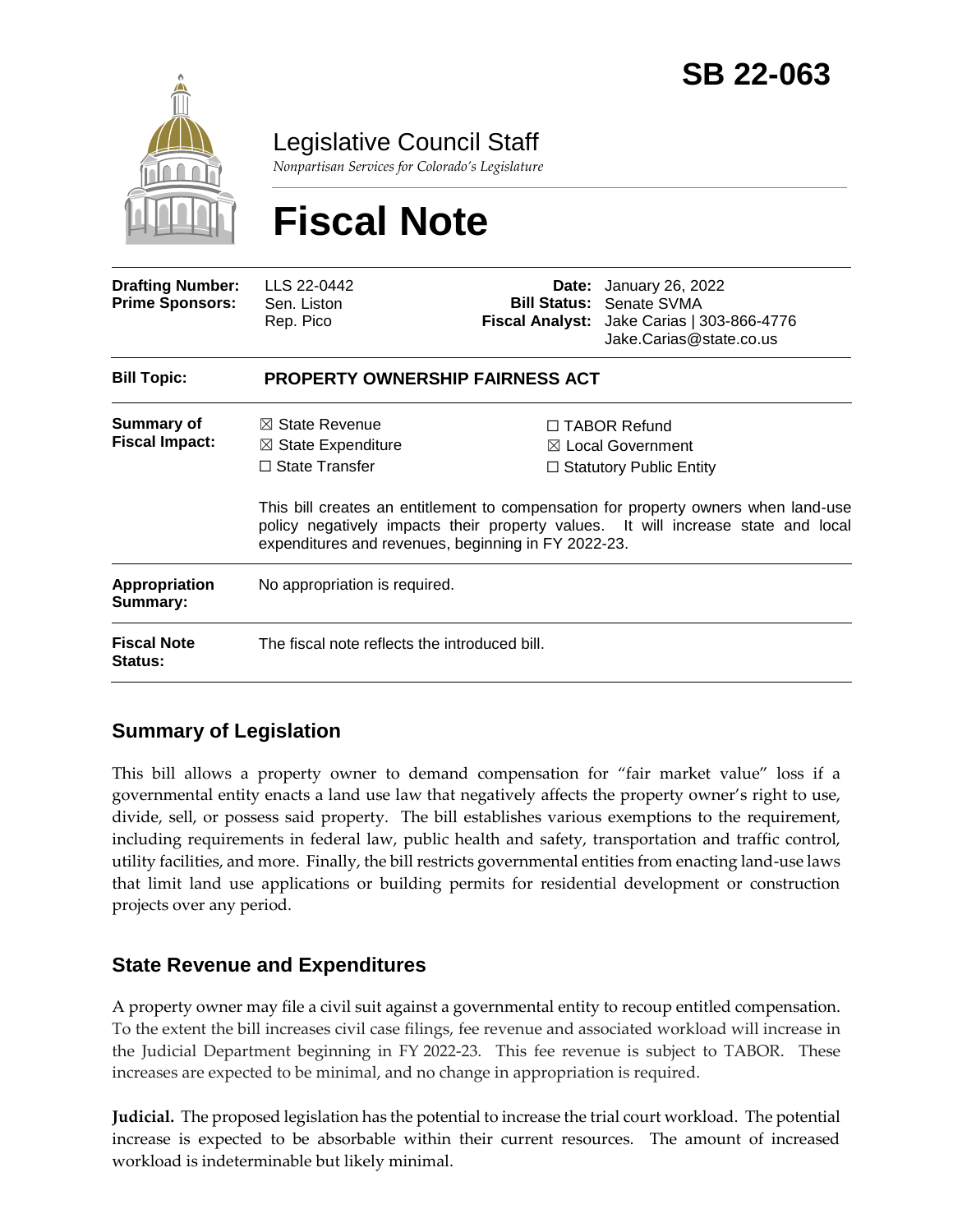# SB 22-063

Legislative Council Staff

*Nonpartisan Services for Colorado's Legislature*

# Fiscal Note

| | | | |
|---|---|---|---|
| **Drafting Number:** | LLS 22-0442 | **Date:** | January 26, 2022 |
| **Prime Sponsors:** | Sen. Liston<br>Rep. Pico | **Bill Status:** | Senate SVMA |
| | | **Fiscal Analyst:** | Jake Carias \| 303-866-4776<br>Jake.Carias@state.co.us |

| | |
|---|---|
| **Bill Topic:** | **PROPERTY OWNERSHIP FAIRNESS ACT** |
| **Summary of Fiscal Impact:** | ☒ State Revenue ☐ TABOR Refund<br>☒ State Expenditure ☒ Local Government<br>☐ State Transfer ☐ Statutory Public Entity<br><br>This bill creates an entitlement to compensation for property owners when land-use policy negatively impacts their property values. It will increase state and local expenditures and revenues, beginning in FY 2022-23. |
| **Appropriation Summary:** | No appropriation is required. |
| **Fiscal Note Status:** | The fiscal note reflects the introduced bill. |

## Summary of Legislation

This bill allows a property owner to demand compensation for "fair market value" loss if a governmental entity enacts a land use law that negatively affects the property owner's right to use, divide, sell, or possess said property. The bill establishes various exemptions to the requirement, including requirements in federal law, public health and safety, transportation and traffic control, utility facilities, and more. Finally, the bill restricts governmental entities from enacting land-use laws that limit land use applications or building permits for residential development or construction projects over any period.

## State Revenue and Expenditures

A property owner may file a civil suit against a governmental entity to recoup entitled compensation. To the extent the bill increases civil case filings, fee revenue and associated workload will increase in the Judicial Department beginning in FY 2022-23. This fee revenue is subject to TABOR. These increases are expected to be minimal, and no change in appropriation is required.

**Judicial.** The proposed legislation has the potential to increase the trial court workload. The potential increase is expected to be absorbable within their current resources. The amount of increased workload is indeterminable but likely minimal.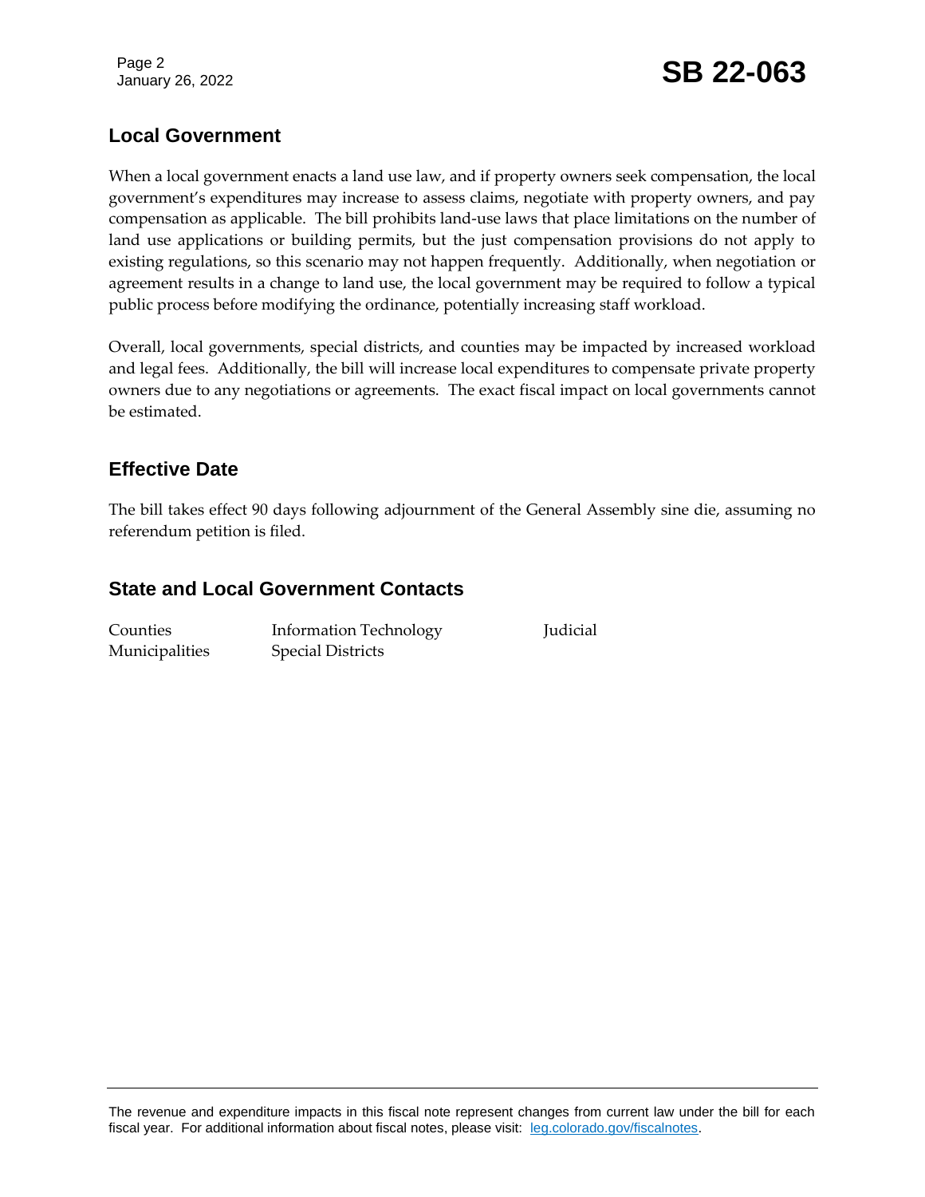## Local Government

When a local government enacts a land use law, and if property owners seek compensation, the local government's expenditures may increase to assess claims, negotiate with property owners, and pay compensation as applicable. The bill prohibits land-use laws that place limitations on the number of land use applications or building permits, but the just compensation provisions do not apply to existing regulations, so this scenario may not happen frequently. Additionally, when negotiation or agreement results in a change to land use, the local government may be required to follow a typical public process before modifying the ordinance, potentially increasing staff workload.

Overall, local governments, special districts, and counties may be impacted by increased workload and legal fees. Additionally, the bill will increase local expenditures to compensate private property owners due to any negotiations or agreements. The exact fiscal impact on local governments cannot be estimated.

## Effective Date

The bill takes effect 90 days following adjournment of the General Assembly sine die, assuming no referendum petition is filed.

## State and Local Government Contacts

| | | |
|---|---|---|
| Counties | Information Technology | Judicial |
| Municipalities | Special Districts | |

The revenue and expenditure impacts in this fiscal note represent changes from current law under the bill for each fiscal year. For additional information about fiscal notes, please visit: leg.colorado.gov/fiscalnotes.